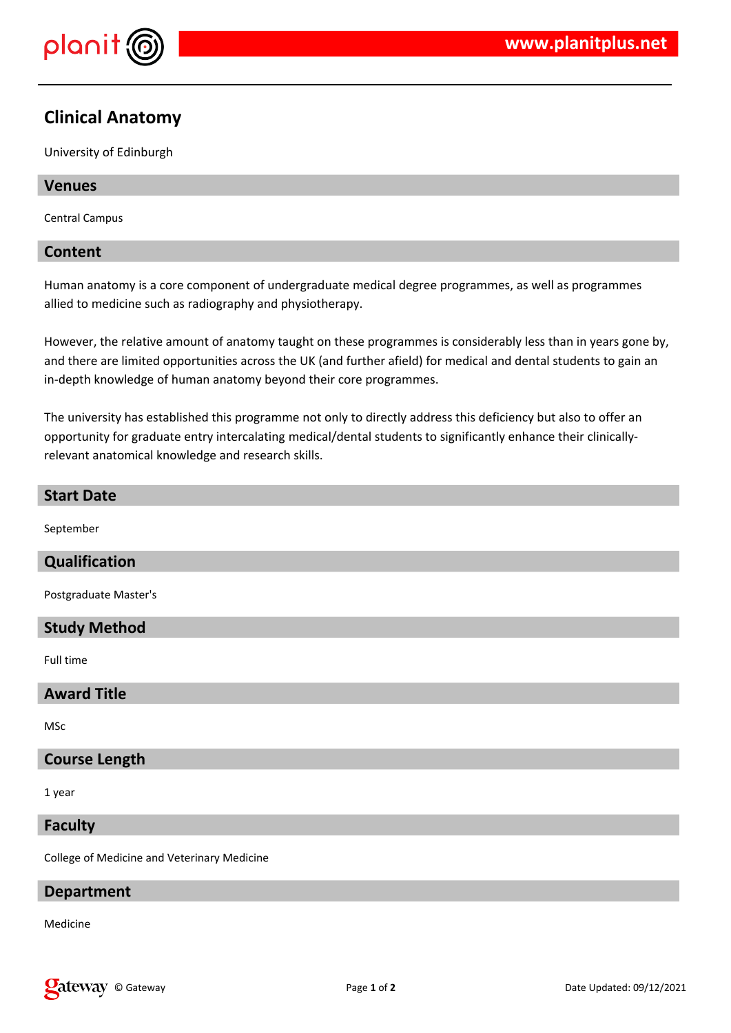# Clinical Anatomy

University of Edinburgh

## Venues

Central Campus

## Content

Human anatomy is a core component of undergraduate medical degree programmes, as well as programmes allied to medicine such as radiography and physiotherapy.

However, the relative amount of anatomy taught on these programmes is considerably less than in years gone by, and there are limited opportunities across the UK (and further afield) for medical and dental students to gain an in-depth knowledge of human anatomy beyond their core programmes.

The university has established this programme not only to directly address this deficiency but also to offer an opportunity for graduate entry intercalating medical/dental students to significantly enhance their clinically-relevant anatomical knowledge and research skills.

## Start Date

September

## Qualification

Postgraduate Master's

## Study Method

Full time

## Award Title

MSc

## Course Length

1 year

## Faculty

College of Medicine and Veterinary Medicine

## Department

Medicine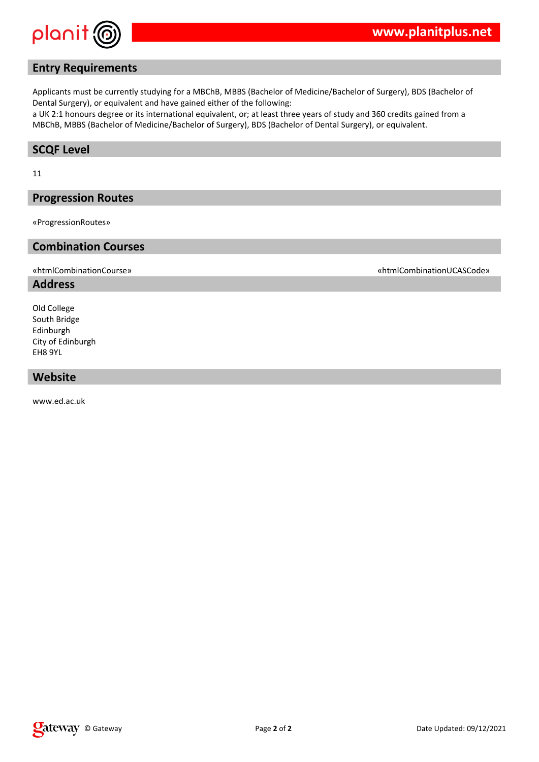## Entry Requirements

Applicants must be currently studying for a MBChB, MBBS (Bachelor of Medicine/Bachelor of Surgery), BDS (Bachelor of Dental Surgery), or equivalent and have gained either of the following:
a UK 2:1 honours degree or its international equivalent, or; at least three years of study and 360 credits gained from a MBChB, MBBS (Bachelor of Medicine/Bachelor of Surgery), BDS (Bachelor of Dental Surgery), or equivalent.

## SCQF Level

11

## Progression Routes

«ProgressionRoutes»

## Combination Courses

«htmlCombinationCourse» «htmlCombinationUCASCode»

## Address

Old College
South Bridge
Edinburgh
City of Edinburgh
EH8 9YL

## Website

www.ed.ac.uk